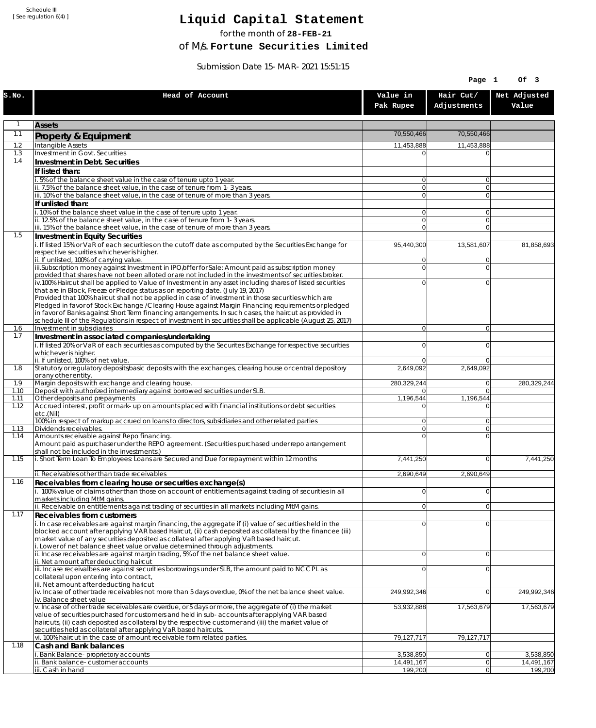Schedule III
[ See regulation 6(4) ]

# Liquid Capital Statement

for the month of **28-FEB-21**

of M/s. **Fortune Securities Limited**

Submission Date 15-MAR-2021 15:51:15

| S.No. | Head of Account | Value in Pak Rupee | Hair Cut/ Adjustments | Net Adjusted Value |
|---|---|---|---|---|
| 1 | **Assets** | | | |
| 1.1 | **Property & Equipment** | 70,550,466 | 70,550,466 | |
| 1.2 | Intangible Assets | 11,453,888 | 11,453,888 | |
| 1.3 | Investment in Govt. Securities | 0 | 0 | |
| 1.4 | **Investment in Debt. Securities** | | | |
| | **If listed than:** | | | |
| | i. 5% of the balance sheet value in the case of tenure upto 1 year. | 0 | 0 | |
| | ii. 7.5% of the balance sheet value, in the case of tenure from 1-3 years. | 0 | 0 | |
| | iii. 10% of the balance sheet value, in the case of tenure of more than 3 years. | 0 | 0 | |
| | **If unlisted than:** | | | |
| | i. 10% of the balance sheet value in the case of tenure upto 1 year. | 0 | 0 | |
| | ii. 12.5% of the balance sheet value, in the case of tenure from 1-3 years. | 0 | 0 | |
| | iii. 15% of the balance sheet value, in the case of tenure of more than 3 years. | 0 | 0 | |
| 1.5 | **Investment in Equity Securities** | | | |
| | i. If listed 15% or VaR of each securities on the cutoff date as computed by the Securities Exchange for respective securities whichever is higher. | 95,440,300 | 13,581,607 | 81,858,693 |
| | ii. If unlisted, 100% of carrying value. | 0 | 0 | |
| | iii.Subscription money against Investment in IPO/offer for Sale: Amount paid as subscription money provided that shares have not been alloted or are not included in the investments of securities broker. | 0 | 0 | |
| | iv.100% Haircut shall be applied to Value of Investment in any asset including shares of listed securities that are in Block, Freeze or Pledge status as on reporting date. (July 19, 2017) Provided that 100% haircut shall not be applied in case of investment in those securities which are Pledged in favor of Stock Exchange / Clearing House against Margin Financing requirements or pledged in favor of Banks against Short Term financing arrangements. In such cases, the haircut as provided in schedule III of the Regulations in respect of investment in securities shall be applicable (August 25, 2017) | 0 | 0 | |
| 1.6 | Investment in subsidiaries | 0 | 0 | |
| 1.7 | **Investment in associated companies/undertaking** | | | |
| | i. If listed 20% or VaR of each securities as computed by the Securites Exchange for respective securities whichever is higher. | 0 | 0 | |
| | ii. If unlisted, 100% of net value. | 0 | 0 | |
| 1.8 | Statutory or regulatory deposits/basic deposits with the exchanges, clearing house or central depository or any other entity. | 2,649,092 | 2,649,092 | |
| 1.9 | Margin deposits with exchange and clearing house. | 280,329,244 | 0 | 280,329,244 |
| 1.10 | Deposit with authorized intermediary against borrowed securities under SLB. | 0 | 0 | |
| 1.11 | Other deposits and prepayments | 1,196,544 | 1,196,544 | |
| 1.12 | Accrued interest, profit or mark-up on amounts placed with financial institutions or debt securities etc.(Nil) | 0 | 0 | |
| | 100% in respect of markup accrued on loans to directors, subsidiaries and other related parties | 0 | 0 | |
| 1.13 | Dividends receivables. | 0 | 0 | |
| 1.14 | Amounts receivable against Repo financing. Amount paid as purchaser under the REPO agreement. (Securities purchased under repo arrangement shall not be included in the investments.) | 0 | 0 | |
| 1.15 | i. Short Term Loan To Employees: Loans are Secured and Due for repayment within 12 months | 7,441,250 | 0 | 7,441,250 |
| | ii. Receivables other than trade receivables | 2,690,649 | 2,690,649 | |
| 1.16 | **Receivables from clearing house or securities exchange(s)** | | | |
| | i. 100% value of claims other than those on account of entitlements against trading of securities in all markets including MtM gains. | 0 | 0 | |
| | ii. Receivable on entitlements against trading of securities in all markets including MtM gains. | 0 | 0 | |
| 1.17 | **Receivables from customers** | | | |
| | i. In case receivables are against margin financing, the aggregate if (i) value of securities held in the blocked account after applying VAR based Haircut, (ii) cash deposited as collateral by the financee (iii) market value of any securities deposited as collateral after applying VaR based haircut. i. Lower of net balance sheet value or value determined through adjustments. | 0 | 0 | |
| | ii. Incase receivables are against margin trading, 5% of the net balance sheet value. ii. Net amount after deducting haircut | 0 | 0 | |
| | iii. Incase receivalbes are against securities borrowings under SLB, the amount paid to NCCPL as collateral upon entering into contract, iii. Net amount after deducting haricut | 0 | 0 | |
| | iv. Incase of other trade receivables not more than 5 days overdue, 0% of the net balance sheet value. iv. Balance sheet value | 249,992,346 | 0 | 249,992,346 |
| | v. Incase of other trade receivables are overdue, or 5 days or more, the aggregate of (i) the market value of securities purchased for customers and held in sub-accounts after applying VAR based haircuts, (ii) cash deposited as collateral by the respective customer and (iii) the market value of securities held as collateral after applying VaR based haircuts. | 53,932,888 | 17,563,679 | 17,563,679 |
| | vi. 100% haircut in the case of amount receivable form related parties. | 79,127,717 | 79,127,717 | |
| 1.18 | **Cash and Bank balances** | | | |
| | i. Bank Balance-proprietory accounts | 3,538,850 | 0 | 3,538,850 |
| | ii. Bank balance-customer accounts | 14,491,167 | 0 | 14,491,167 |
| | iii. Cash in hand | 199,200 | 0 | 199,200 |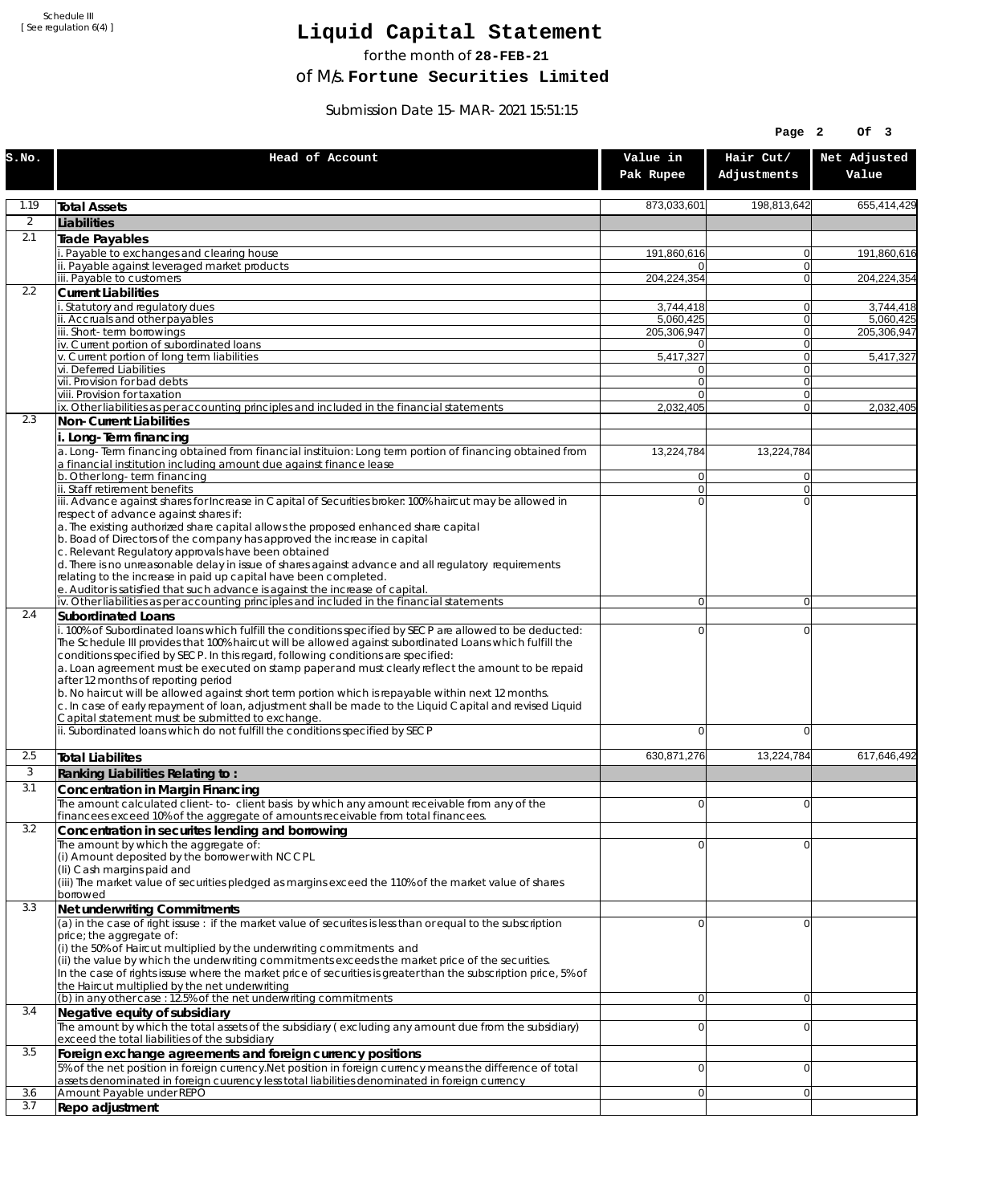Schedule III
[ See regulation 6(4) ]

# Liquid Capital Statement

for the month of **28-FEB-21**

of M/s. **Fortune Securities Limited**

Submission Date 15-MAR-2021 15:51:15

| S.No. | Head of Account | Value in Pak Rupee | Hair Cut/ Adjustments | Net Adjusted Value |
|---|---|---|---|---|
| 1.19 | **Total Assets** | 873,033,601 | 198,813,642 | 655,414,429 |
| 2 | **Liabilities** | | | |
| 2.1 | **Trade Payables** | | | |
| | i. Payable to exchanges and clearing house | 191,860,616 | 0 | 191,860,616 |
| | ii. Payable against leveraged market products | 0 | 0 | |
| | iii. Payable to customers | 204,224,354 | 0 | 204,224,354 |
| 2.2 | **Current Liabilities** | | | |
| | i. Statutory and regulatory dues | 3,744,418 | 0 | 3,744,418 |
| | ii. Accruals and other payables | 5,060,425 | 0 | 5,060,425 |
| | iii. Short-term borrowings | 205,306,947 | 0 | 205,306,947 |
| | iv. Current portion of subordinated loans | 0 | 0 | |
| | v. Current portion of long term liabilities | 5,417,327 | 0 | 5,417,327 |
| | vi. Deferred Liabilities | 0 | 0 | |
| | vii. Provision for bad debts | 0 | 0 | |
| | viii. Provision for taxation | 0 | 0 | |
| | ix. Other liabilities as per accounting principles and included in the financial statements | 2,032,405 | 0 | 2,032,405 |
| 2.3 | **Non-Current Liabilities** | | | |
| | **i. Long-Term financing** | | | |
| | a. Long-Term financing obtained from financial instituion: Long term portion of financing obtained from a financial institution including amount due against finance lease | 13,224,784 | 13,224,784 | |
| | b. Other long-term financing | 0 | 0 | |
| | ii. Staff retirement benefits | 0 | 0 | |
| | iii. Advance against shares for Increase in Capital of Securities broker: 100% haircut may be allowed in respect of advance against shares if:<br>a. The existing authorized share capital allows the proposed enhanced share capital<br>b. Boad of Directors of the company has approved the increase in capital<br>c. Relevant Regulatory approvals have been obtained<br>d. There is no unreasonable delay in issue of shares against advance and all regulatory requirements relating to the increase in paid up capital have been completed.<br>e. Auditor is satisfied that such advance is against the increase of capital. | 0 | 0 | |
| | iv. Other liabilities as per accounting principles and included in the financial statements | 0 | 0 | |
| 2.4 | **Subordinated Loans** | | | |
| | i. 100% of Subordinated loans which fulfill the conditions specified by SECP are allowed to be deducted: The Schedule III provides that 100% haircut will be allowed against subordinated Loans which fulfill the conditions specified by SECP. In this regard, following conditions are specified:<br>a. Loan agreement must be executed on stamp paper and must clearly reflect the amount to be repaid after 12 months of reporting period<br>b. No haircut will be allowed against short term portion which is repayable within next 12 months.<br>c. In case of early repayment of loan, adjustment shall be made to the Liquid Capital and revised Liquid Capital statement must be submitted to exchange. | 0 | 0 | |
| | ii. Subordinated loans which do not fulfill the conditions specified by SECP | 0 | 0 | |
| 2.5 | **Total Liabilites** | 630,871,276 | 13,224,784 | 617,646,492 |
| 3 | **Ranking Liabilities Relating to :** | | | |
| 3.1 | **Concentration in Margin Financing** | | | |
| | The amount calculated client-to- client basis by which any amount receivable from any of the financees exceed 10% of the aggregate of amounts receivable from total financees. | 0 | 0 | |
| 3.2 | **Concentration in securites lending and borrowing** | | | |
| | The amount by which the aggregate of:<br>(i) Amount deposited by the borrower with NCCPL<br>(Ii) Cash margins paid and<br>(iii) The market value of securities pledged as margins exceed the 110% of the market value of shares borrowed | 0 | 0 | |
| 3.3 | **Net underwriting Commitments** | | | |
| | (a) in the case of right issuse : if the market value of securites is less than or equal to the subscription price; the aggregate of:<br>(i) the 50% of Haircut multiplied by the underwriting commitments and<br>(ii) the value by which the underwriting commitments exceeds the market price of the securities.<br>In the case of rights issuse where the market price of securities is greater than the subscription price, 5% of the Haircut multiplied by the net underwriting | 0 | 0 | |
| | (b) in any other case : 12.5% of the net underwriting commitments | 0 | 0 | |
| 3.4 | **Negative equity of subsidiary** | | | |
| | The amount by which the total assets of the subsidiary ( excluding any amount due from the subsidiary) exceed the total liabilities of the subsidiary | 0 | 0 | |
| 3.5 | **Foreign exchange agreements and foreign currency positions** | | | |
| | 5% of the net position in foreign currency.Net position in foreign currency means the difference of total assets denominated in foreign cuurency less total liabilities denominated in foreign currency | 0 | 0 | |
| 3.6 | Amount Payable under REPO | 0 | 0 | |
| 3.7 | **Repo adjustment** | | | |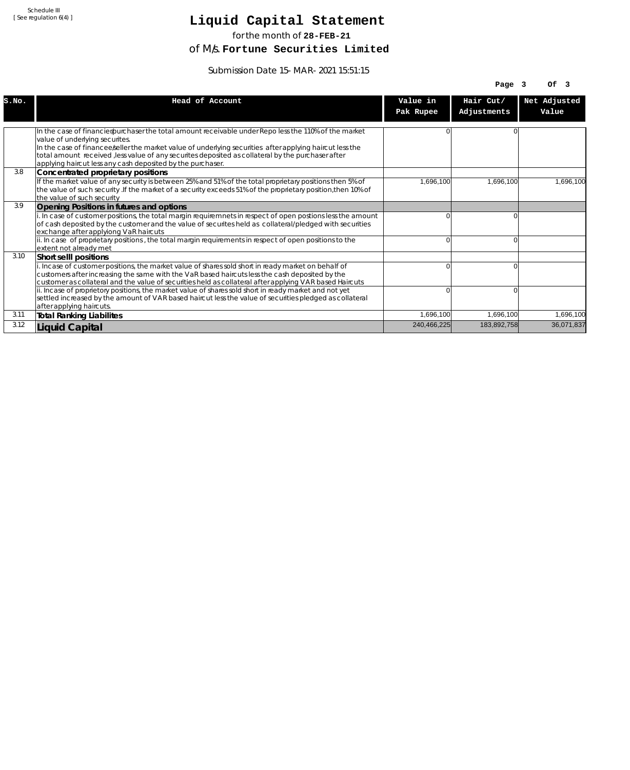Schedule III
[ See regulation 6(4) ]

# Liquid Capital Statement

for the month of **28-FEB-21**

of M/s. **Fortune Securities Limited**

Submission Date 15-MAR-2021 15:51:15

| S.No. | Head of Account | Value in Pak Rupee | Hair Cut/ Adjustments | Net Adjusted Value |
|---|---|---|---|---|
| | In the case of financier/purchaser the total amount receivable under Repo less the 110% of the market value of underlying securities.<br>In the case of financee/seller the market value of underlying securities after applying haircut less the total amount received ,less value of any securites deposited as collateral by the purchaser after applying haircut less any cash deposited by the purchaser. | 0 | 0 | |
| 3.8 | **Concentrated proprietary positions** | | | |
| | If the market value of any security is between 25% and 51% of the total proprietary positions then 5% of the value of such security .If the market of a security exceeds 51% of the proprietary position,then 10% of the value of such security | 1,696,100 | 1,696,100 | 1,696,100 |
| 3.9 | **Opening Positions in futures and options** | | | |
| | i. In case of customer positions, the total margin requiremnets in respect of open postions less the amount of cash deposited by the customer and the value of securites held as collateral/pledged with securities exchange after applyiong VaR haircuts | 0 | 0 | |
| | ii. In case of proprietary positions , the total margin requirements in respect of open positions to the extent not already met | 0 | 0 | |
| 3.10 | **Short selll positions** | | | |
| | i. Incase of customer positions, the market value of shares sold short in ready market on behalf of customers after increasing the same with the VaR based haircuts less the cash deposited by the customer as collateral and the value of securities held as collateral after applying VAR based Haircuts | 0 | 0 | |
| | ii. Incase of proprietory positions, the market value of shares sold short in ready market and not yet settled increased by the amount of VAR based haircut less the value of securities pledged as collateral after applying haircuts. | 0 | 0 | |
| 3.11 | **Total Ranking Liabilites** | 1,696,100 | 1,696,100 | 1,696,100 |
| 3.12 | **Liquid Capital** | 240,466,225 | 183,892,758 | 36,071,837 |